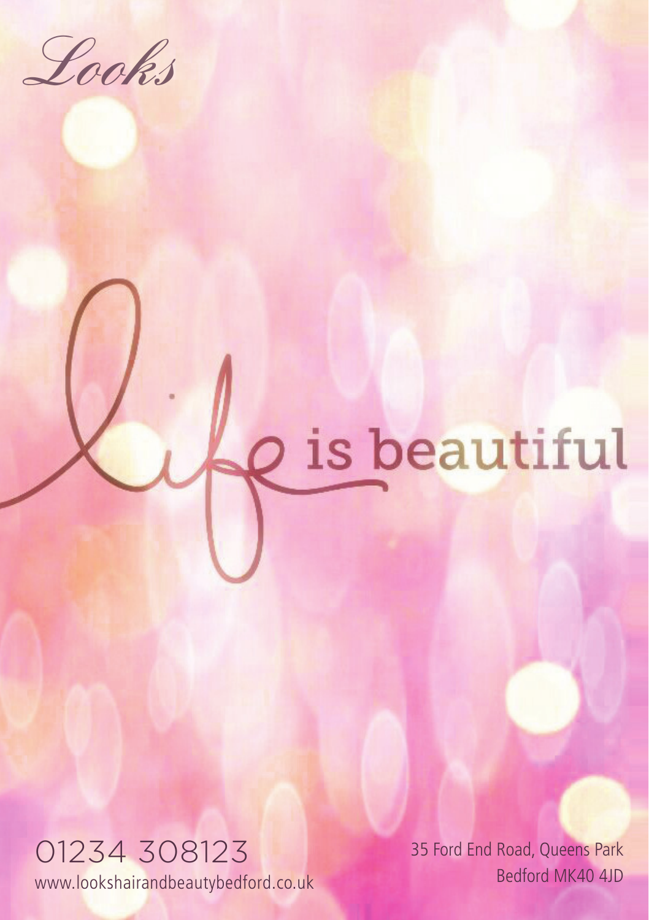*Looks*

# life is beautiful

01234 308123

www.lookshairandbeautybedford.co.uk

35 Ford End Road, Queens Park
Bedford MK40 4JD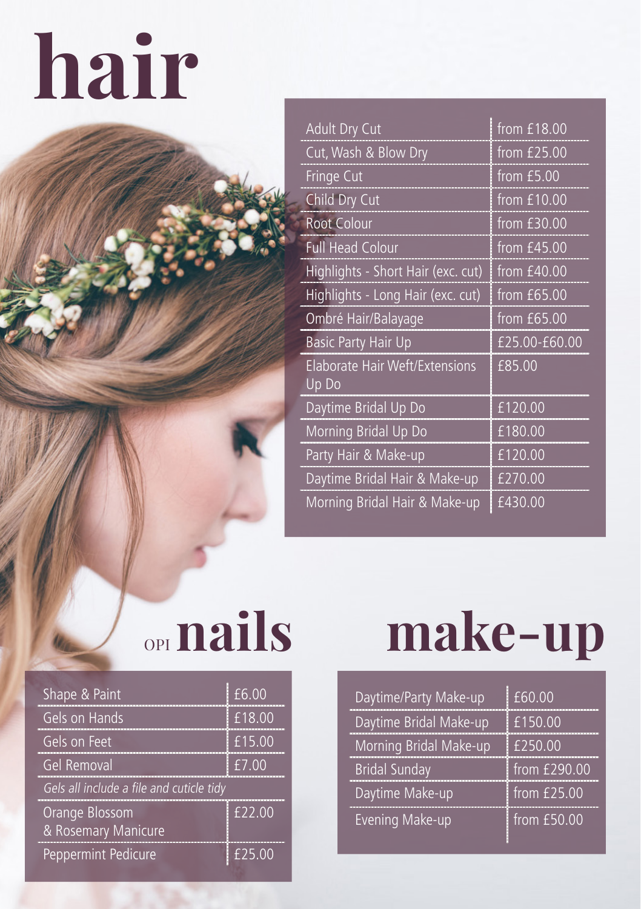# hair

| Service | Price |
|---|---|
| Adult Dry Cut | from £18.00 |
| Cut, Wash & Blow Dry | from £25.00 |
| Fringe Cut | from £5.00 |
| Child Dry Cut | from £10.00 |
| Root Colour | from £30.00 |
| Full Head Colour | from £45.00 |
| Highlights - Short Hair (exc. cut) | from £40.00 |
| Highlights - Long Hair (exc. cut) | from £65.00 |
| Ombré Hair/Balayage | from £65.00 |
| Basic Party Hair Up | £25.00-£60.00 |
| Elaborate Hair Weft/Extensions Up Do | £85.00 |
| Daytime Bridal Up Do | £120.00 |
| Morning Bridal Up Do | £180.00 |
| Party Hair & Make-up | £120.00 |
| Daytime Bridal Hair & Make-up | £270.00 |
| Morning Bridal Hair & Make-up | £430.00 |

# OPI nails

| Service | Price |
|---|---|
| Shape & Paint | £6.00 |
| Gels on Hands | £18.00 |
| Gels on Feet | £15.00 |
| Gel Removal | £7.00 |
| *Gels all include a file and cuticle tidy* | |
| Orange Blossom & Rosemary Manicure | £22.00 |
| Peppermint Pedicure | £25.00 |

# make-up

| Service | Price |
|---|---|
| Daytime/Party Make-up | £60.00 |
| Daytime Bridal Make-up | £150.00 |
| Morning Bridal Make-up | £250.00 |
| Bridal Sunday | from £290.00 |
| Daytime Make-up | from £25.00 |
| Evening Make-up | from £50.00 |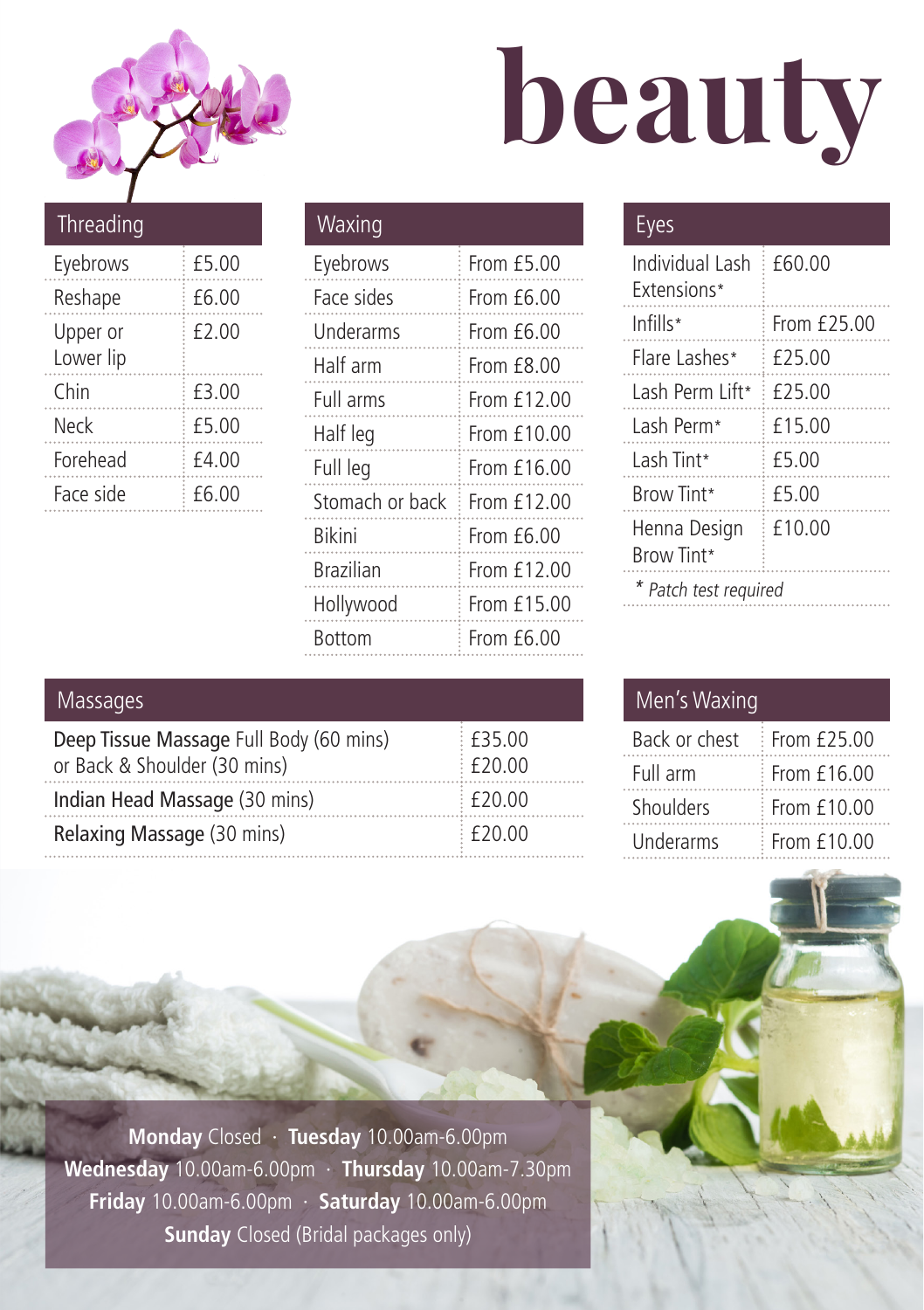# beauty

## Threading

| Threading | |
|---|---|
| Eyebrows | £5.00 |
| Reshape | £6.00 |
| Upper or Lower lip | £2.00 |
| Chin | £3.00 |
| Neck | £5.00 |
| Forehead | £4.00 |
| Face side | £6.00 |

## Waxing

| Waxing | |
|---|---|
| Eyebrows | From £5.00 |
| Face sides | From £6.00 |
| Underarms | From £6.00 |
| Half arm | From £8.00 |
| Full arms | From £12.00 |
| Half leg | From £10.00 |
| Full leg | From £16.00 |
| Stomach or back | From £12.00 |
| Bikini | From £6.00 |
| Brazilian | From £12.00 |
| Hollywood | From £15.00 |
| Bottom | From £6.00 |

## Eyes

| Eyes | |
|---|---|
| Individual Lash Extensions* | £60.00 |
| Infills* | From £25.00 |
| Flare Lashes* | £25.00 |
| Lash Perm Lift* | £25.00 |
| Lash Perm* | £15.00 |
| Lash Tint* | £5.00 |
| Brow Tint* | £5.00 |
| Henna Design Brow Tint* | £10.00 |

*\* Patch test required*

## Massages

| Massages | |
|---|---|
| **Deep Tissue Massage** Full Body (60 mins) or Back & Shoulder (30 mins) | £35.00 £20.00 |
| **Indian Head Massage** (30 mins) | £20.00 |
| **Relaxing Massage** (30 mins) | £20.00 |

## Men's Waxing

| Men's Waxing | |
|---|---|
| Back or chest | From £25.00 |
| Full arm | From £16.00 |
| Shoulders | From £10.00 |
| Underarms | From £10.00 |

**Monday** Closed · **Tuesday** 10.00am-6.00pm
**Wednesday** 10.00am-6.00pm · **Thursday** 10.00am-7.30pm
**Friday** 10.00am-6.00pm · **Saturday** 10.00am-6.00pm
**Sunday** Closed (Bridal packages only)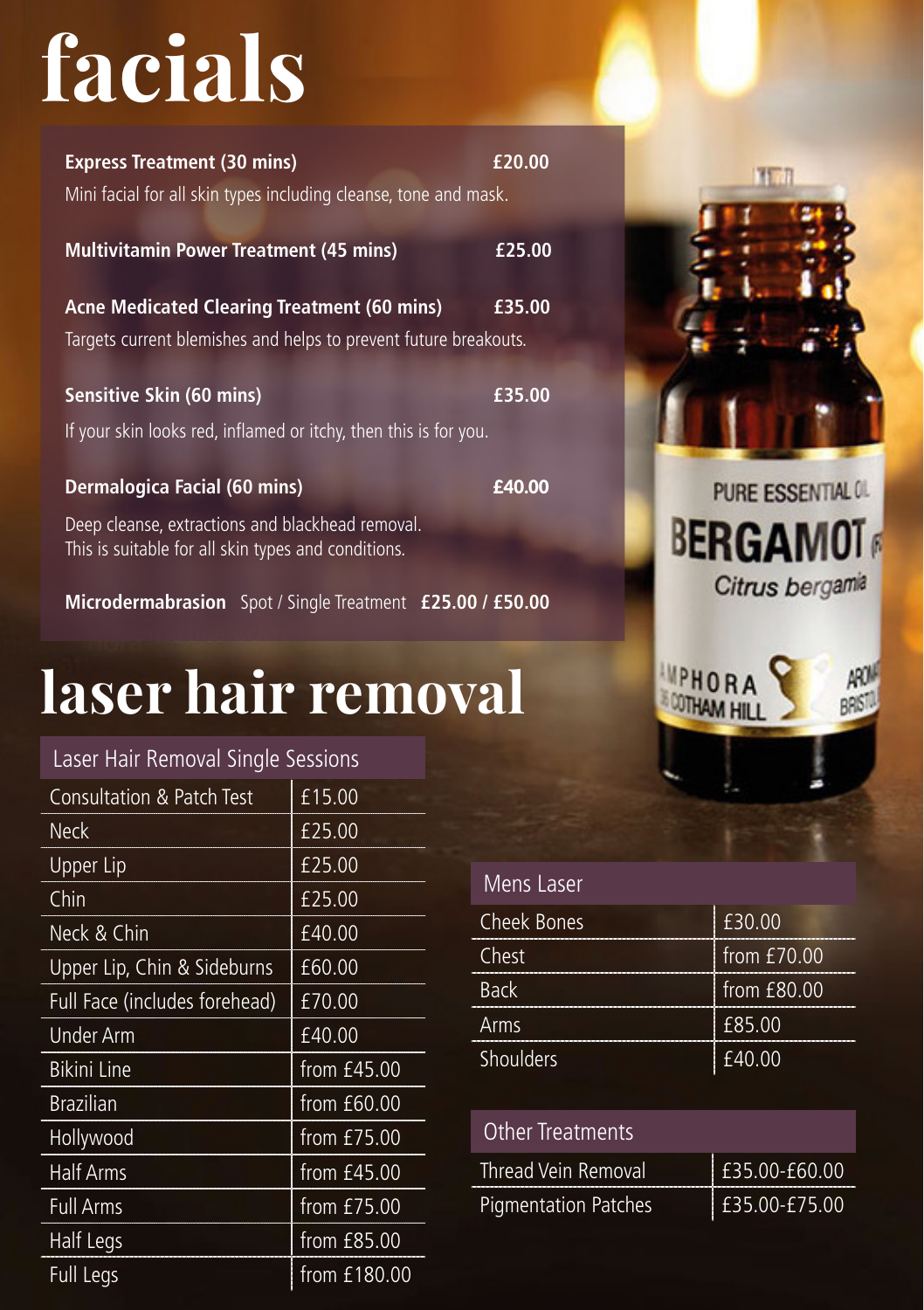# facials

**Express Treatment (30 mins)** **£20.00**

Mini facial for all skin types including cleanse, tone and mask.

**Multivitamin Power Treatment (45 mins)** **£25.00**

**Acne Medicated Clearing Treatment (60 mins)** **£35.00**

Targets current blemishes and helps to prevent future breakouts.

**Sensitive Skin (60 mins)** **£35.00**

If your skin looks red, inflamed or itchy, then this is for you.

**Dermalogica Facial (60 mins)** **£40.00**

Deep cleanse, extractions and blackhead removal.
This is suitable for all skin types and conditions.

**Microdermabrasion** Spot / Single Treatment **£25.00 / £50.00**

# laser hair removal

| Laser Hair Removal Single Sessions | |
|---|---|
| Consultation & Patch Test | £15.00 |
| Neck | £25.00 |
| Upper Lip | £25.00 |
| Chin | £25.00 |
| Neck & Chin | £40.00 |
| Upper Lip, Chin & Sideburns | £60.00 |
| Full Face (includes forehead) | £70.00 |
| Under Arm | £40.00 |
| Bikini Line | from £45.00 |
| Brazilian | from £60.00 |
| Hollywood | from £75.00 |
| Half Arms | from £45.00 |
| Full Arms | from £75.00 |
| Half Legs | from £85.00 |
| Full Legs | from £180.00 |

| Mens Laser | |
|---|---|
| Cheek Bones | £30.00 |
| Chest | from £70.00 |
| Back | from £80.00 |
| Arms | £85.00 |
| Shoulders | £40.00 |

| Other Treatments | |
|---|---|
| Thread Vein Removal | £35.00-£60.00 |
| Pigmentation Patches | £35.00-£75.00 |